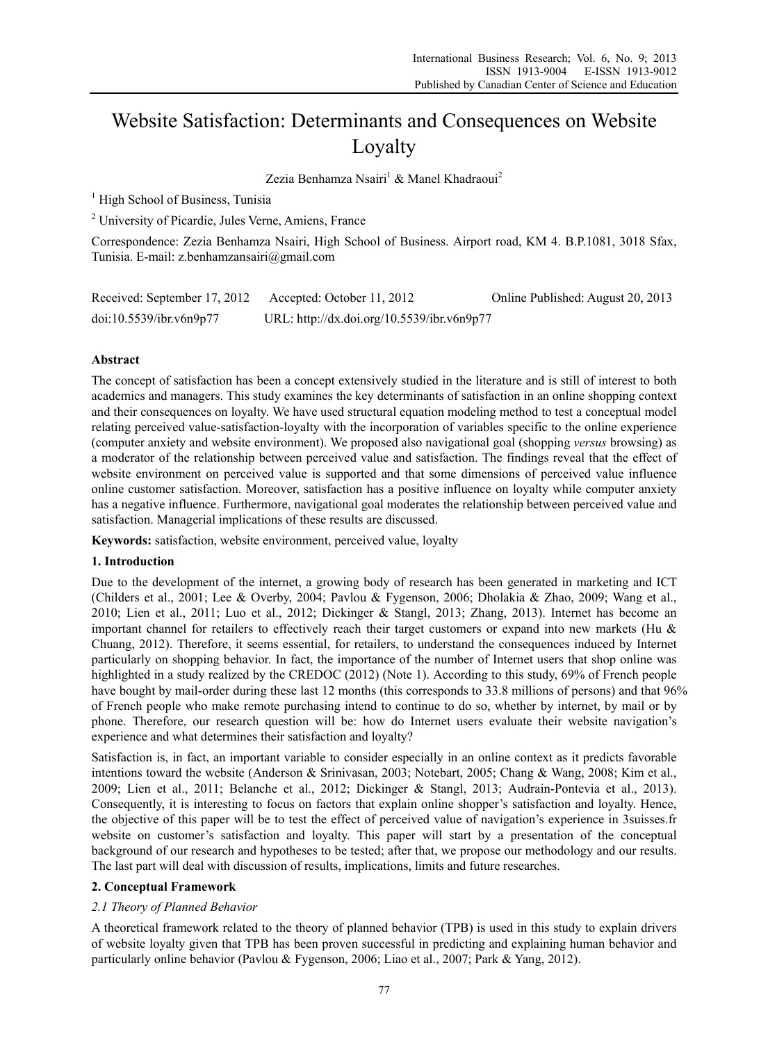# Website Satisfaction: Determinants and Consequences on Website Loyalty

Zezia Benhamza Nsairi[1] & Manel Khadraoui[2]

[1] High School of Business, Tunisia

[2] University of Picardie, Jules Verne, Amiens, France

Correspondence: Zezia Benhamza Nsairi, High School of Business. Airport road, KM 4. B.P.1081, 3018 Sfax, Tunisia. E-mail: z.benhamzansairi@gmail.com

Received: September 17, 2012 Accepted: October 11, 2012 Online Published: August 20, 2013

doi:10.5539/ibr.v6n9p77 URL: http://dx.doi.org/10.5539/ibr.v6n9p77

## Abstract

The concept of satisfaction has been a concept extensively studied in the literature and is still of interest to both academics and managers. This study examines the key determinants of satisfaction in an online shopping context and their consequences on loyalty. We have used structural equation modeling method to test a conceptual model relating perceived value-satisfaction-loyalty with the incorporation of variables specific to the online experience (computer anxiety and website environment). We proposed also navigational goal (shopping *versus* browsing) as a moderator of the relationship between perceived value and satisfaction. The findings reveal that the effect of website environment on perceived value is supported and that some dimensions of perceived value influence online customer satisfaction. Moreover, satisfaction has a positive influence on loyalty while computer anxiety has a negative influence. Furthermore, navigational goal moderates the relationship between perceived value and satisfaction. Managerial implications of these results are discussed.

**Keywords:** satisfaction, website environment, perceived value, loyalty

## 1. Introduction

Due to the development of the internet, a growing body of research has been generated in marketing and ICT (Childers et al., 2001; Lee & Overby, 2004; Pavlou & Fygenson, 2006; Dholakia & Zhao, 2009; Wang et al., 2010; Lien et al., 2011; Luo et al., 2012; Dickinger & Stangl, 2013; Zhang, 2013). Internet has become an important channel for retailers to effectively reach their target customers or expand into new markets (Hu & Chuang, 2012). Therefore, it seems essential, for retailers, to understand the consequences induced by Internet particularly on shopping behavior. In fact, the importance of the number of Internet users that shop online was highlighted in a study realized by the CREDOC (2012) (Note 1). According to this study, 69% of French people have bought by mail-order during these last 12 months (this corresponds to 33.8 millions of persons) and that 96% of French people who make remote purchasing intend to continue to do so, whether by internet, by mail or by phone. Therefore, our research question will be: how do Internet users evaluate their website navigation's experience and what determines their satisfaction and loyalty?

Satisfaction is, in fact, an important variable to consider especially in an online context as it predicts favorable intentions toward the website (Anderson & Srinivasan, 2003; Notebart, 2005; Chang & Wang, 2008; Kim et al., 2009; Lien et al., 2011; Belanche et al., 2012; Dickinger & Stangl, 2013; Audrain-Pontevia et al., 2013). Consequently, it is interesting to focus on factors that explain online shopper's satisfaction and loyalty. Hence, the objective of this paper will be to test the effect of perceived value of navigation's experience in 3suisses.fr website on customer's satisfaction and loyalty. This paper will start by a presentation of the conceptual background of our research and hypotheses to be tested; after that, we propose our methodology and our results. The last part will deal with discussion of results, implications, limits and future researches.

## 2. Conceptual Framework

### *2.1 Theory of Planned Behavior*

A theoretical framework related to the theory of planned behavior (TPB) is used in this study to explain drivers of website loyalty given that TPB has been proven successful in predicting and explaining human behavior and particularly online behavior (Pavlou & Fygenson, 2006; Liao et al., 2007; Park & Yang, 2012).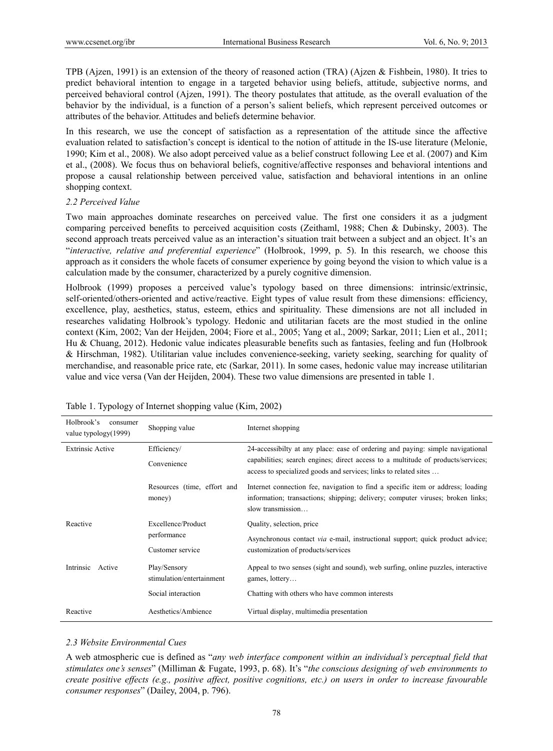TPB (Ajzen, 1991) is an extension of the theory of reasoned action (TRA) (Ajzen & Fishbein, 1980). It tries to predict behavioral intention to engage in a targeted behavior using beliefs, attitude, subjective norms, and perceived behavioral control (Ajzen, 1991). The theory postulates that attitude*,* as the overall evaluation of the behavior by the individual, is a function of a person's salient beliefs, which represent perceived outcomes or attributes of the behavior. Attitudes and beliefs determine behavior.

In this research, we use the concept of satisfaction as a representation of the attitude since the affective evaluation related to satisfaction's concept is identical to the notion of attitude in the IS-use literature (Melonie, 1990; Kim et al., 2008). We also adopt perceived value as a belief construct following Lee et al. (2007) and Kim et al., (2008). We focus thus on behavioral beliefs, cognitive/affective responses and behavioral intentions and propose a causal relationship between perceived value, satisfaction and behavioral intentions in an online shopping context.

### *2.2 Perceived Value*

Two main approaches dominate researches on perceived value. The first one considers it as a judgment comparing perceived benefits to perceived acquisition costs (Zeithaml, 1988; Chen & Dubinsky, 2003). The second approach treats perceived value as an interaction's situation trait between a subject and an object. It's an "*interactive, relative and preferential experience*" (Holbrook, 1999, p. 5). In this research, we choose this approach as it considers the whole facets of consumer experience by going beyond the vision to which value is a calculation made by the consumer, characterized by a purely cognitive dimension.

Holbrook (1999) proposes a perceived value's typology based on three dimensions: intrinsic/extrinsic, self-oriented/others-oriented and active/reactive. Eight types of value result from these dimensions: efficiency, excellence, play, aesthetics, status, esteem, ethics and spirituality. These dimensions are not all included in researches validating Holbrook's typology. Hedonic and utilitarian facets are the most studied in the online context (Kim, 2002; Van der Heijden, 2004; Fiore et al., 2005; Yang et al., 2009; Sarkar, 2011; Lien et al., 2011; Hu & Chuang, 2012). Hedonic value indicates pleasurable benefits such as fantasies, feeling and fun (Holbrook & Hirschman, 1982). Utilitarian value includes convenience-seeking, variety seeking, searching for quality of merchandise, and reasonable price rate, etc (Sarkar, 2011). In some cases, hedonic value may increase utilitarian value and vice versa (Van der Heijden, 2004). These two value dimensions are presented in table 1.

Table 1. Typology of Internet shopping value (Kim, 2002)

| Holbrook's consumer value typology(1999) | Shopping value | Internet shopping |
|---|---|---|
| Extrinsic Active | Efficiency/ Convenience | 24-accessibilty at any place: ease of ordering and paying: simple navigational capabilities; search engines; direct access to a multitude of products/services; access to specialized goods and services; links to related sites … |
| | Resources (time, effort and money) | Internet connection fee, navigation to find a specific item or address; loading information; transactions; shipping; delivery; computer viruses; broken links; slow transmission… |
| Reactive | Excellence/Product performance | Quality, selection, price |
| | Customer service | Asynchronous contact *via* e-mail, instructional support; quick product advice; customization of products/services |
| Intrinsic Active | Play/Sensory stimulation/entertainment | Appeal to two senses (sight and sound), web surfing, online puzzles, interactive games, lottery… |
| | Social interaction | Chatting with others who have common interests |
| Reactive | Aesthetics/Ambience | Virtual display, multimedia presentation |

### *2.3 Website Environmental Cues*

A web atmospheric cue is defined as "*any web interface component within an individual's perceptual field that stimulates one's senses*" (Milliman & Fugate, 1993, p. 68). It's "*the conscious designing of web environments to create positive effects (e.g., positive affect, positive cognitions, etc.) on users in order to increase favourable consumer responses*" (Dailey, 2004, p. 796).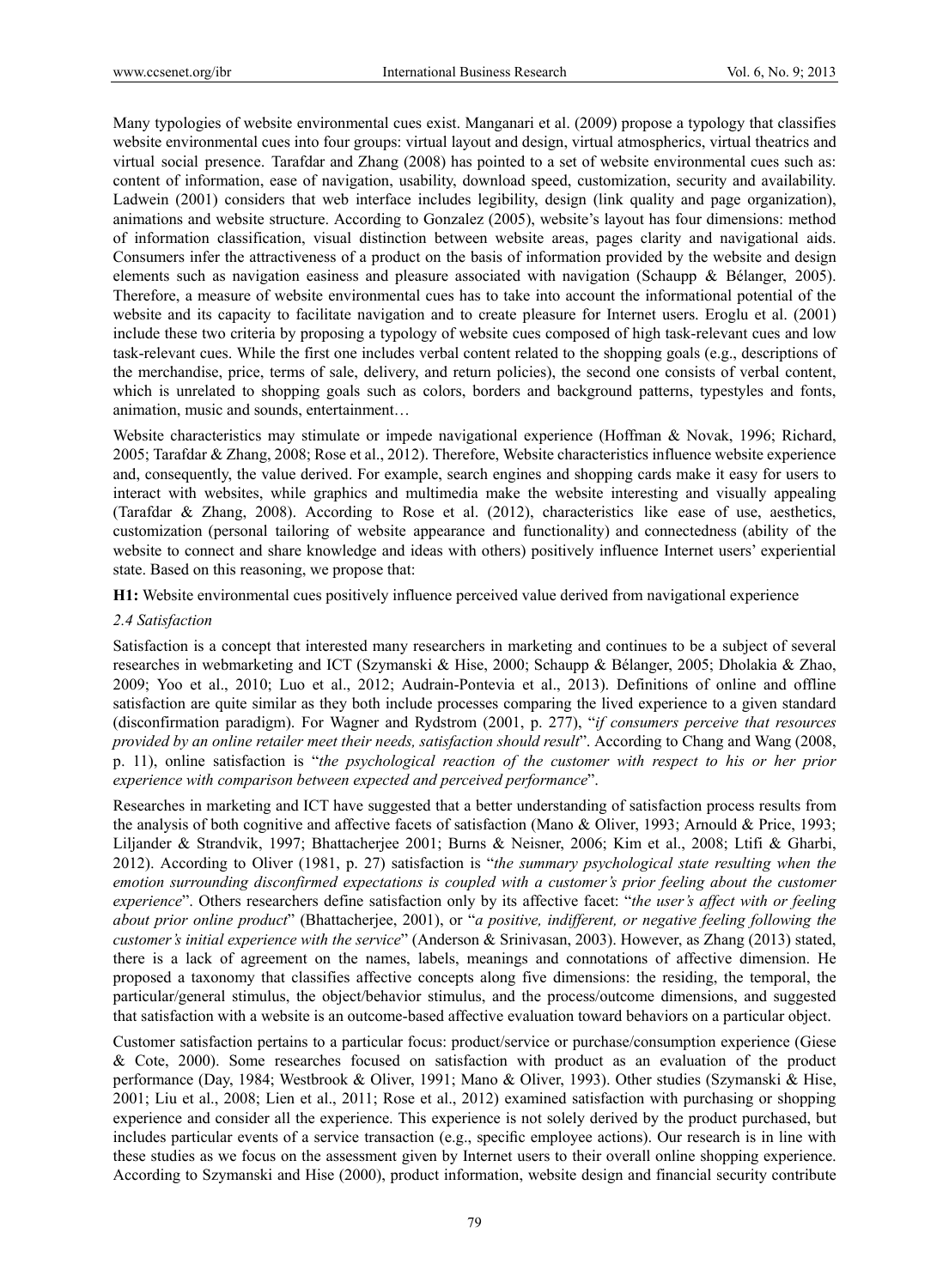Many typologies of website environmental cues exist. Manganari et al. (2009) propose a typology that classifies website environmental cues into four groups: virtual layout and design, virtual atmospherics, virtual theatrics and virtual social presence. Tarafdar and Zhang (2008) has pointed to a set of website environmental cues such as: content of information, ease of navigation, usability, download speed, customization, security and availability. Ladwein (2001) considers that web interface includes legibility, design (link quality and page organization), animations and website structure. According to Gonzalez (2005), website's layout has four dimensions: method of information classification, visual distinction between website areas, pages clarity and navigational aids. Consumers infer the attractiveness of a product on the basis of information provided by the website and design elements such as navigation easiness and pleasure associated with navigation (Schaupp & Bélanger, 2005). Therefore, a measure of website environmental cues has to take into account the informational potential of the website and its capacity to facilitate navigation and to create pleasure for Internet users. Eroglu et al. (2001) include these two criteria by proposing a typology of website cues composed of high task-relevant cues and low task-relevant cues. While the first one includes verbal content related to the shopping goals (e.g., descriptions of the merchandise, price, terms of sale, delivery, and return policies), the second one consists of verbal content, which is unrelated to shopping goals such as colors, borders and background patterns, typestyles and fonts, animation, music and sounds, entertainment…

Website characteristics may stimulate or impede navigational experience (Hoffman & Novak, 1996; Richard, 2005; Tarafdar & Zhang, 2008; Rose et al., 2012). Therefore, Website characteristics influence website experience and, consequently, the value derived. For example, search engines and shopping cards make it easy for users to interact with websites, while graphics and multimedia make the website interesting and visually appealing (Tarafdar & Zhang, 2008). According to Rose et al. (2012), characteristics like ease of use, aesthetics, customization (personal tailoring of website appearance and functionality) and connectedness (ability of the website to connect and share knowledge and ideas with others) positively influence Internet users' experiential state. Based on this reasoning, we propose that:

**H1:** Website environmental cues positively influence perceived value derived from navigational experience

### *2.4 Satisfaction*

Satisfaction is a concept that interested many researchers in marketing and continues to be a subject of several researches in webmarketing and ICT (Szymanski & Hise, 2000; Schaupp & Bélanger, 2005; Dholakia & Zhao, 2009; Yoo et al., 2010; Luo et al., 2012; Audrain-Pontevia et al., 2013). Definitions of online and offline satisfaction are quite similar as they both include processes comparing the lived experience to a given standard (disconfirmation paradigm). For Wagner and Rydstrom (2001, p. 277), "*if consumers perceive that resources provided by an online retailer meet their needs, satisfaction should result*". According to Chang and Wang (2008, p. 11), online satisfaction is "*the psychological reaction of the customer with respect to his or her prior experience with comparison between expected and perceived performance*".

Researches in marketing and ICT have suggested that a better understanding of satisfaction process results from the analysis of both cognitive and affective facets of satisfaction (Mano & Oliver, 1993; Arnould & Price, 1993; Liljander & Strandvik, 1997; Bhattacherjee 2001; Burns & Neisner, 2006; Kim et al., 2008; Ltifi & Gharbi, 2012). According to Oliver (1981, p. 27) satisfaction is "*the summary psychological state resulting when the emotion surrounding disconfirmed expectations is coupled with a customer's prior feeling about the customer experience*". Others researchers define satisfaction only by its affective facet: "*the user's affect with or feeling about prior online product*" (Bhattacherjee, 2001), or "*a positive, indifferent, or negative feeling following the customer's initial experience with the service*" (Anderson & Srinivasan, 2003). However, as Zhang (2013) stated, there is a lack of agreement on the names, labels, meanings and connotations of affective dimension. He proposed a taxonomy that classifies affective concepts along five dimensions: the residing, the temporal, the particular/general stimulus, the object/behavior stimulus, and the process/outcome dimensions, and suggested that satisfaction with a website is an outcome-based affective evaluation toward behaviors on a particular object.

Customer satisfaction pertains to a particular focus: product/service or purchase/consumption experience (Giese & Cote, 2000). Some researches focused on satisfaction with product as an evaluation of the product performance (Day, 1984; Westbrook & Oliver, 1991; Mano & Oliver, 1993). Other studies (Szymanski & Hise, 2001; Liu et al., 2008; Lien et al., 2011; Rose et al., 2012) examined satisfaction with purchasing or shopping experience and consider all the experience. This experience is not solely derived by the product purchased, but includes particular events of a service transaction (e.g., specific employee actions). Our research is in line with these studies as we focus on the assessment given by Internet users to their overall online shopping experience. According to Szymanski and Hise (2000), product information, website design and financial security contribute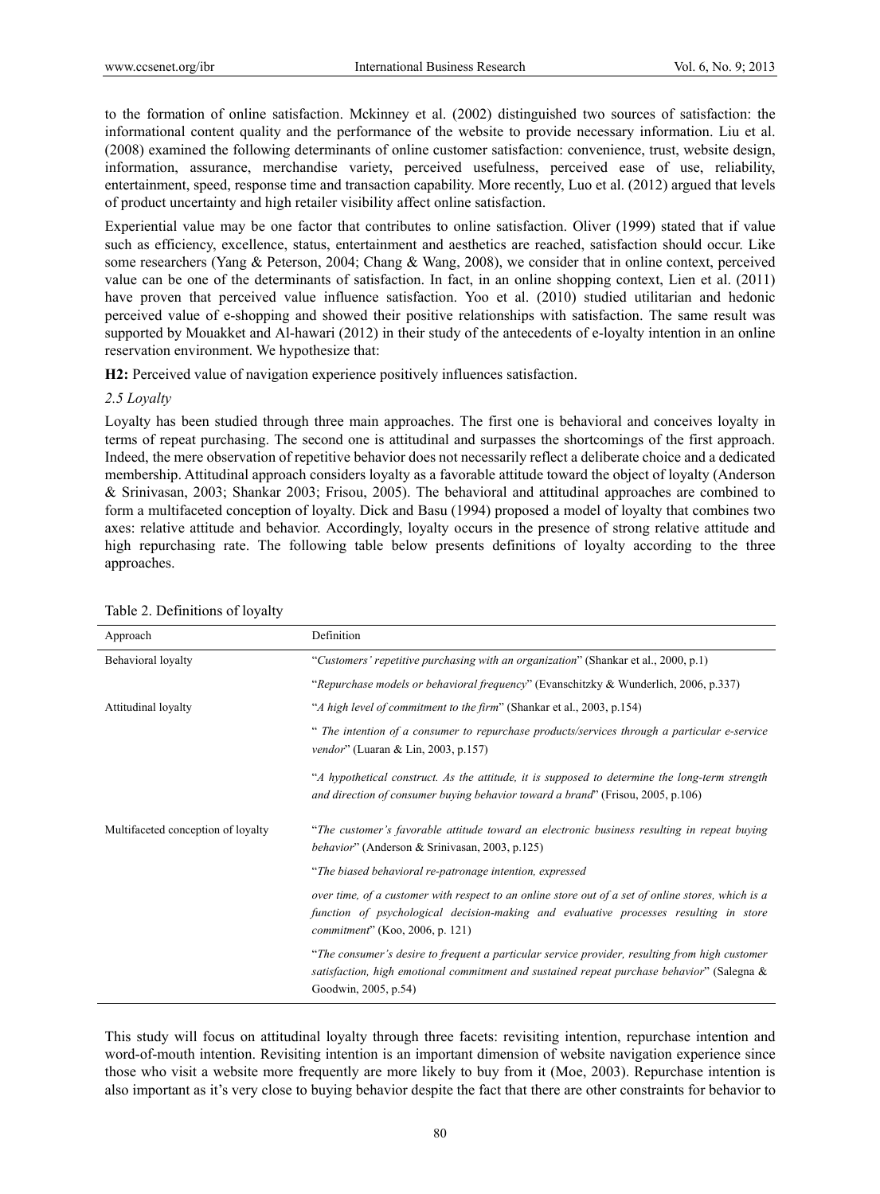to the formation of online satisfaction. Mckinney et al. (2002) distinguished two sources of satisfaction: the informational content quality and the performance of the website to provide necessary information. Liu et al. (2008) examined the following determinants of online customer satisfaction: convenience, trust, website design, information, assurance, merchandise variety, perceived usefulness, perceived ease of use, reliability, entertainment, speed, response time and transaction capability. More recently, Luo et al. (2012) argued that levels of product uncertainty and high retailer visibility affect online satisfaction.

Experiential value may be one factor that contributes to online satisfaction. Oliver (1999) stated that if value such as efficiency, excellence, status, entertainment and aesthetics are reached, satisfaction should occur. Like some researchers (Yang & Peterson, 2004; Chang & Wang, 2008), we consider that in online context, perceived value can be one of the determinants of satisfaction. In fact, in an online shopping context, Lien et al. (2011) have proven that perceived value influence satisfaction. Yoo et al. (2010) studied utilitarian and hedonic perceived value of e-shopping and showed their positive relationships with satisfaction. The same result was supported by Mouakket and Al-hawari (2012) in their study of the antecedents of e-loyalty intention in an online reservation environment. We hypothesize that:

**H2:** Perceived value of navigation experience positively influences satisfaction.

### *2.5 Loyalty*

Loyalty has been studied through three main approaches. The first one is behavioral and conceives loyalty in terms of repeat purchasing. The second one is attitudinal and surpasses the shortcomings of the first approach. Indeed, the mere observation of repetitive behavior does not necessarily reflect a deliberate choice and a dedicated membership. Attitudinal approach considers loyalty as a favorable attitude toward the object of loyalty (Anderson & Srinivasan, 2003; Shankar 2003; Frisou, 2005). The behavioral and attitudinal approaches are combined to form a multifaceted conception of loyalty. Dick and Basu (1994) proposed a model of loyalty that combines two axes: relative attitude and behavior. Accordingly, loyalty occurs in the presence of strong relative attitude and high repurchasing rate. The following table below presents definitions of loyalty according to the three approaches.

Table 2. Definitions of loyalty

| Approach | Definition |
|---|---|
| Behavioral loyalty | "*Customers' repetitive purchasing with an organization*" (Shankar et al., 2000, p.1) |
| | "*Repurchase models or behavioral frequency*" (Evanschitzky & Wunderlich, 2006, p.337) |
| Attitudinal loyalty | "*A high level of commitment to the firm*" (Shankar et al., 2003, p.154) |
| | " *The intention of a consumer to repurchase products/services through a particular e-service vendor*" (Luaran & Lin, 2003, p.157) |
| | "*A hypothetical construct. As the attitude, it is supposed to determine the long-term strength and direction of consumer buying behavior toward a brand*" (Frisou, 2005, p.106) |
| Multifaceted conception of loyalty | "*The customer's favorable attitude toward an electronic business resulting in repeat buying behavior*" (Anderson & Srinivasan, 2003, p.125) |
| | "*The biased behavioral re-patronage intention, expressed over time, of a customer with respect to an online store out of a set of online stores, which is a function of psychological decision-making and evaluative processes resulting in store commitment*" (Koo, 2006, p. 121) |
| | "*The consumer's desire to frequent a particular service provider, resulting from high customer satisfaction, high emotional commitment and sustained repeat purchase behavior*" (Salegna & Goodwin, 2005, p.54) |

This study will focus on attitudinal loyalty through three facets: revisiting intention, repurchase intention and word-of-mouth intention. Revisiting intention is an important dimension of website navigation experience since those who visit a website more frequently are more likely to buy from it (Moe, 2003). Repurchase intention is also important as it's very close to buying behavior despite the fact that there are other constraints for behavior to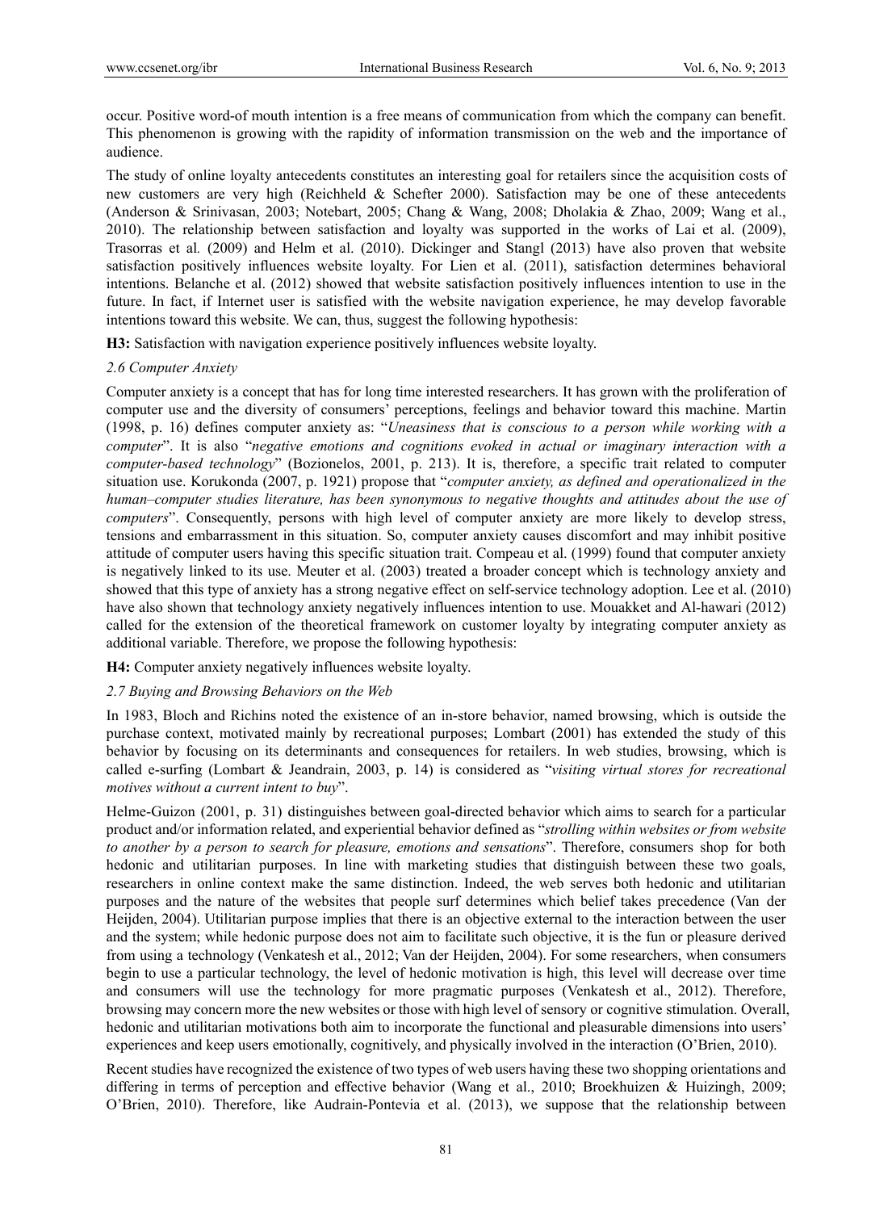occur. Positive word-of mouth intention is a free means of communication from which the company can benefit. This phenomenon is growing with the rapidity of information transmission on the web and the importance of audience.

The study of online loyalty antecedents constitutes an interesting goal for retailers since the acquisition costs of new customers are very high (Reichheld & Schefter 2000). Satisfaction may be one of these antecedents (Anderson & Srinivasan, 2003; Notebart, 2005; Chang & Wang, 2008; Dholakia & Zhao, 2009; Wang et al., 2010). The relationship between satisfaction and loyalty was supported in the works of Lai et al. (2009), Trasorras et al*.* (2009) and Helm et al. (2010). Dickinger and Stangl (2013) have also proven that website satisfaction positively influences website loyalty. For Lien et al. (2011), satisfaction determines behavioral intentions. Belanche et al. (2012) showed that website satisfaction positively influences intention to use in the future. In fact, if Internet user is satisfied with the website navigation experience, he may develop favorable intentions toward this website. We can, thus, suggest the following hypothesis:

**H3:** Satisfaction with navigation experience positively influences website loyalty.

### *2.6 Computer Anxiety*

Computer anxiety is a concept that has for long time interested researchers. It has grown with the proliferation of computer use and the diversity of consumers' perceptions, feelings and behavior toward this machine. Martin (1998, p. 16) defines computer anxiety as: "*Uneasiness that is conscious to a person while working with a computer*". It is also "*negative emotions and cognitions evoked in actual or imaginary interaction with a computer-based technology*" (Bozionelos, 2001, p. 213). It is, therefore, a specific trait related to computer situation use. Korukonda (2007, p. 1921) propose that "*computer anxiety, as defined and operationalized in the human–computer studies literature, has been synonymous to negative thoughts and attitudes about the use of computers*". Consequently, persons with high level of computer anxiety are more likely to develop stress, tensions and embarrassment in this situation. So, computer anxiety causes discomfort and may inhibit positive attitude of computer users having this specific situation trait. Compeau et al. (1999) found that computer anxiety is negatively linked to its use. Meuter et al. (2003) treated a broader concept which is technology anxiety and showed that this type of anxiety has a strong negative effect on self-service technology adoption. Lee et al. (2010) have also shown that technology anxiety negatively influences intention to use. Mouakket and Al-hawari (2012) called for the extension of the theoretical framework on customer loyalty by integrating computer anxiety as additional variable. Therefore, we propose the following hypothesis:

**H4:** Computer anxiety negatively influences website loyalty.

### *2.7 Buying and Browsing Behaviors on the Web*

In 1983, Bloch and Richins noted the existence of an in-store behavior, named browsing, which is outside the purchase context, motivated mainly by recreational purposes; Lombart (2001) has extended the study of this behavior by focusing on its determinants and consequences for retailers. In web studies, browsing, which is called e-surfing (Lombart & Jeandrain, 2003, p. 14) is considered as "*visiting virtual stores for recreational motives without a current intent to buy*".

Helme-Guizon (2001, p. 31) distinguishes between goal-directed behavior which aims to search for a particular product and/or information related, and experiential behavior defined as "*strolling within websites or from website to another by a person to search for pleasure, emotions and sensations*". Therefore, consumers shop for both hedonic and utilitarian purposes. In line with marketing studies that distinguish between these two goals, researchers in online context make the same distinction. Indeed, the web serves both hedonic and utilitarian purposes and the nature of the websites that people surf determines which belief takes precedence (Van der Heijden, 2004). Utilitarian purpose implies that there is an objective external to the interaction between the user and the system; while hedonic purpose does not aim to facilitate such objective, it is the fun or pleasure derived from using a technology (Venkatesh et al., 2012; Van der Heijden, 2004). For some researchers, when consumers begin to use a particular technology, the level of hedonic motivation is high, this level will decrease over time and consumers will use the technology for more pragmatic purposes (Venkatesh et al., 2012). Therefore, browsing may concern more the new websites or those with high level of sensory or cognitive stimulation. Overall, hedonic and utilitarian motivations both aim to incorporate the functional and pleasurable dimensions into users' experiences and keep users emotionally, cognitively, and physically involved in the interaction (O'Brien, 2010).

Recent studies have recognized the existence of two types of web users having these two shopping orientations and differing in terms of perception and effective behavior (Wang et al., 2010; Broekhuizen & Huizingh, 2009; O'Brien, 2010). Therefore, like Audrain-Pontevia et al. (2013), we suppose that the relationship between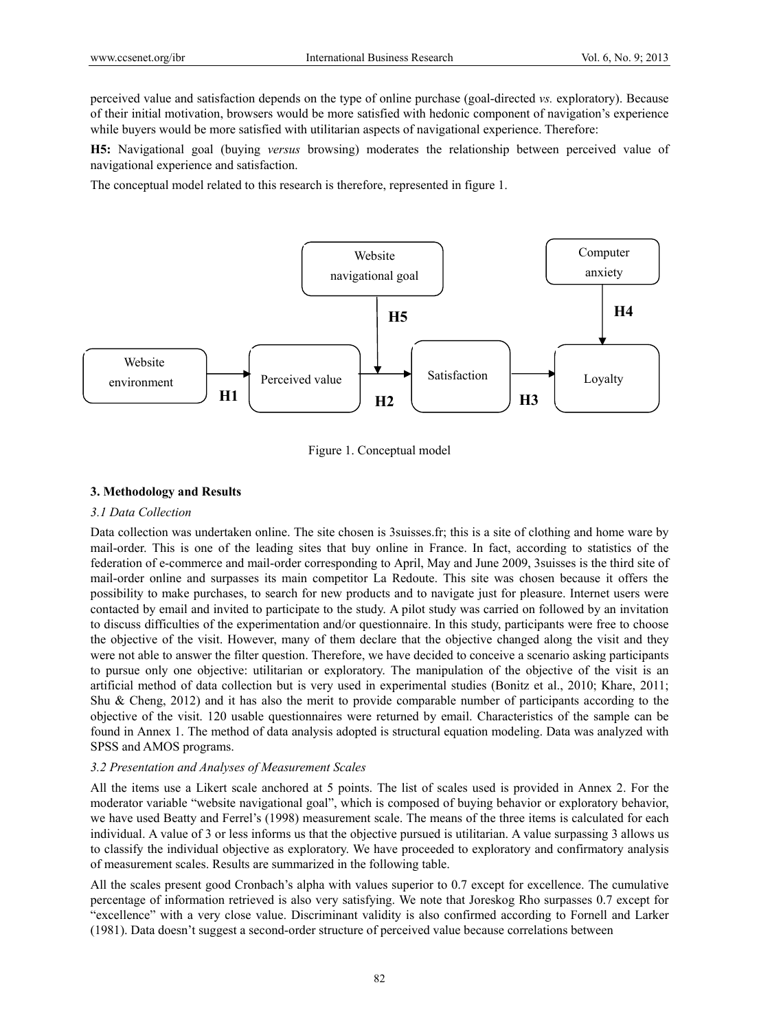perceived value and satisfaction depends on the type of online purchase (goal-directed *vs.* exploratory). Because of their initial motivation, browsers would be more satisfied with hedonic component of navigation's experience while buyers would be more satisfied with utilitarian aspects of navigational experience. Therefore:

**H5:** Navigational goal (buying *versus* browsing) moderates the relationship between perceived value of navigational experience and satisfaction.

The conceptual model related to this research is therefore, represented in figure 1.

Website navigational goal — H5 → (Perceived value → Satisfaction)

Computer anxiety — H4 → Loyalty

Website environment — H1 → Perceived value — H2 → Satisfaction — H3 → Loyalty

Figure 1. Conceptual model

### 3. Methodology and Results

#### *3.1 Data Collection*

Data collection was undertaken online. The site chosen is 3suisses.fr; this is a site of clothing and home ware by mail-order. This is one of the leading sites that buy online in France. In fact, according to statistics of the federation of e-commerce and mail-order corresponding to April, May and June 2009, 3suisses is the third site of mail-order online and surpasses its main competitor La Redoute. This site was chosen because it offers the possibility to make purchases, to search for new products and to navigate just for pleasure. Internet users were contacted by email and invited to participate to the study. A pilot study was carried on followed by an invitation to discuss difficulties of the experimentation and/or questionnaire. In this study, participants were free to choose the objective of the visit. However, many of them declare that the objective changed along the visit and they were not able to answer the filter question. Therefore, we have decided to conceive a scenario asking participants to pursue only one objective: utilitarian or exploratory. The manipulation of the objective of the visit is an artificial method of data collection but is very used in experimental studies (Bonitz et al., 2010; Khare, 2011; Shu & Cheng, 2012) and it has also the merit to provide comparable number of participants according to the objective of the visit. 120 usable questionnaires were returned by email. Characteristics of the sample can be found in Annex 1. The method of data analysis adopted is structural equation modeling. Data was analyzed with SPSS and AMOS programs.

#### *3.2 Presentation and Analyses of Measurement Scales*

All the items use a Likert scale anchored at 5 points. The list of scales used is provided in Annex 2. For the moderator variable "website navigational goal", which is composed of buying behavior or exploratory behavior, we have used Beatty and Ferrel's (1998) measurement scale. The means of the three items is calculated for each individual. A value of 3 or less informs us that the objective pursued is utilitarian. A value surpassing 3 allows us to classify the individual objective as exploratory. We have proceeded to exploratory and confirmatory analysis of measurement scales. Results are summarized in the following table.

All the scales present good Cronbach's alpha with values superior to 0.7 except for excellence. The cumulative percentage of information retrieved is also very satisfying. We note that Joreskog Rho surpasses 0.7 except for "excellence" with a very close value. Discriminant validity is also confirmed according to Fornell and Larker (1981). Data doesn't suggest a second-order structure of perceived value because correlations between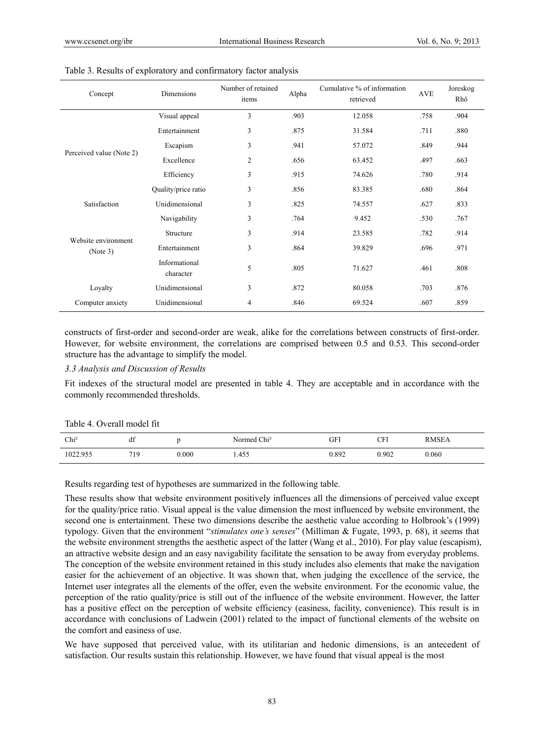Table 3. Results of exploratory and confirmatory factor analysis

| Concept | Dimensions | Number of retained items | Alpha | Cumulative % of information retrieved | AVE | Joreskog Rhô |
|---|---|---|---|---|---|---|
| Perceived value (Note 2) | Visual appeal | 3 | .903 | 12.058 | .758 | .904 |
| | Entertainment | 3 | .875 | 31.584 | .711 | .880 |
| | Escapism | 3 | .941 | 57.072 | .849 | .944 |
| | Excellence | 2 | .656 | 63.452 | .497 | .663 |
| | Efficiency | 3 | .915 | 74.626 | .780 | .914 |
| | Quality/price ratio | 3 | .856 | 83.385 | .680 | .864 |
| Satisfaction | Unidimensional | 3 | .825 | 74.557 | .627 | .833 |
| Website environment (Note 3) | Navigability | 3 | .764 | 9.452 | .530 | .767 |
| | Structure | 3 | .914 | 23.585 | .782 | .914 |
| | Entertainment | 3 | .864 | 39.829 | .696 | .971 |
| | Informational character | 5 | .805 | 71.627 | .461 | .808 |
| Loyalty | Unidimensional | 3 | .872 | 80.058 | .703 | .876 |
| Computer anxiety | Unidimensional | 4 | .846 | 69.524 | .607 | .859 |

constructs of first-order and second-order are weak, alike for the correlations between constructs of first-order. However, for website environment, the correlations are comprised between 0.5 and 0.53. This second-order structure has the advantage to simplify the model.

### *3.3 Analysis and Discussion of Results*

Fit indexes of the structural model are presented in table 4. They are acceptable and in accordance with the commonly recommended thresholds.

Table 4. Overall model fit

| Chi² | df | p | Normed Chi² | GFI | CFI | RMSEA |
|---|---|---|---|---|---|---|
| 1022.955 | 719 | 0.000 | 1.455 | 0.892 | 0.902 | 0.060 |

Results regarding test of hypotheses are summarized in the following table.

These results show that website environment positively influences all the dimensions of perceived value except for the quality/price ratio. Visual appeal is the value dimension the most influenced by website environment, the second one is entertainment. These two dimensions describe the aesthetic value according to Holbrook's (1999) typology. Given that the environment "*stimulates one's senses*" (Milliman & Fugate, 1993, p. 68), it seems that the website environment strengths the aesthetic aspect of the latter (Wang et al., 2010). For play value (escapism), an attractive website design and an easy navigability facilitate the sensation to be away from everyday problems. The conception of the website environment retained in this study includes also elements that make the navigation easier for the achievement of an objective. It was shown that, when judging the excellence of the service, the Internet user integrates all the elements of the offer, even the website environment. For the economic value, the perception of the ratio quality/price is still out of the influence of the website environment. However, the latter has a positive effect on the perception of website efficiency (easiness, facility, convenience). This result is in accordance with conclusions of Ladwein (2001) related to the impact of functional elements of the website on the comfort and easiness of use.

We have supposed that perceived value, with its utilitarian and hedonic dimensions, is an antecedent of satisfaction. Our results sustain this relationship. However, we have found that visual appeal is the most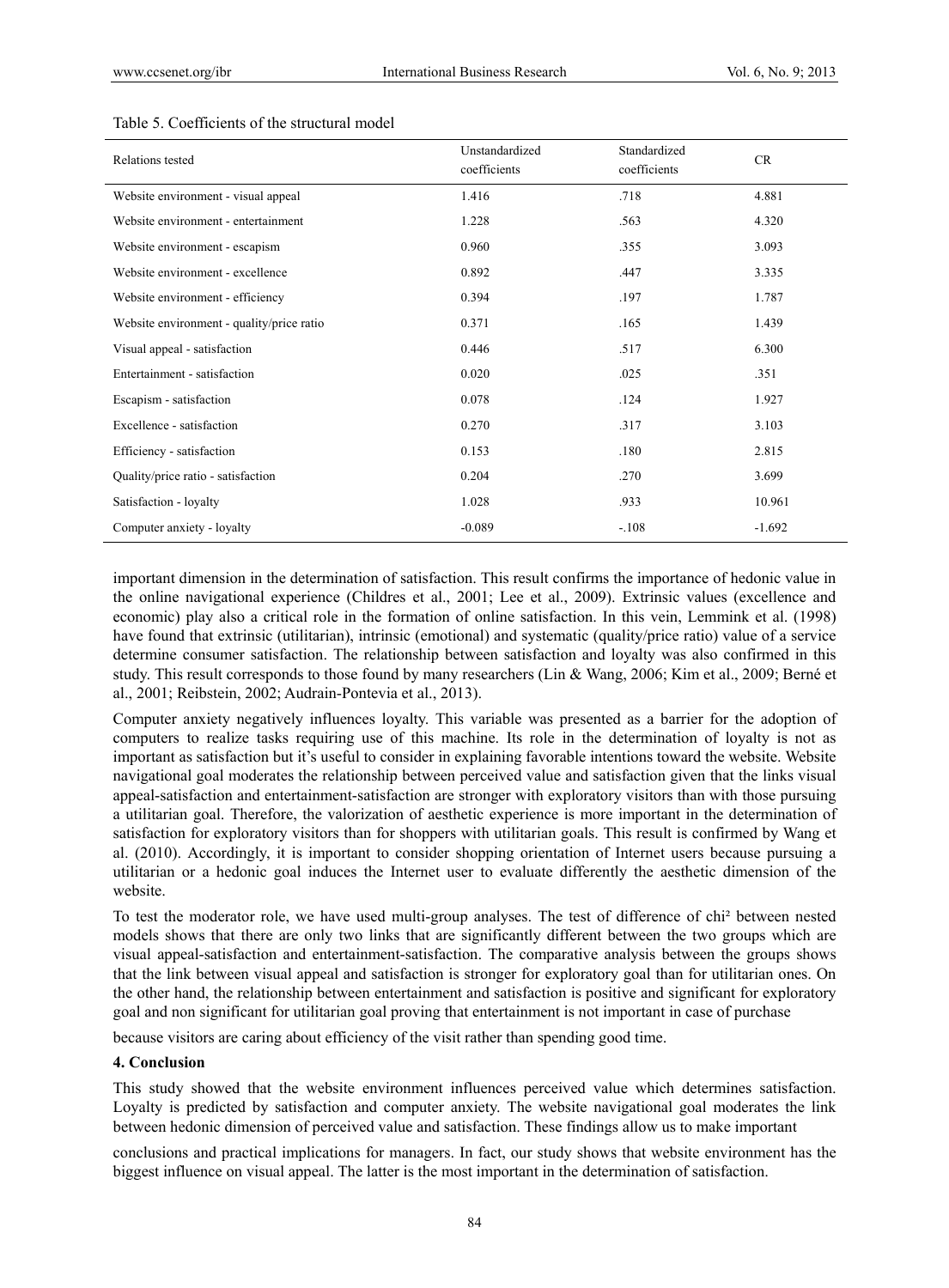Table 5. Coefficients of the structural model

| Relations tested | Unstandardized coefficients | Standardized coefficients | CR |
|---|---|---|---|
| Website environment - visual appeal | 1.416 | .718 | 4.881 |
| Website environment - entertainment | 1.228 | .563 | 4.320 |
| Website environment - escapism | 0.960 | .355 | 3.093 |
| Website environment - excellence | 0.892 | .447 | 3.335 |
| Website environment - efficiency | 0.394 | .197 | 1.787 |
| Website environment - quality/price ratio | 0.371 | .165 | 1.439 |
| Visual appeal - satisfaction | 0.446 | .517 | 6.300 |
| Entertainment - satisfaction | 0.020 | .025 | .351 |
| Escapism - satisfaction | 0.078 | .124 | 1.927 |
| Excellence - satisfaction | 0.270 | .317 | 3.103 |
| Efficiency - satisfaction | 0.153 | .180 | 2.815 |
| Quality/price ratio - satisfaction | 0.204 | .270 | 3.699 |
| Satisfaction - loyalty | 1.028 | .933 | 10.961 |
| Computer anxiety - loyalty | -0.089 | -.108 | -1.692 |

important dimension in the determination of satisfaction. This result confirms the importance of hedonic value in the online navigational experience (Childres et al., 2001; Lee et al., 2009). Extrinsic values (excellence and economic) play also a critical role in the formation of online satisfaction. In this vein, Lemmink et al. (1998) have found that extrinsic (utilitarian), intrinsic (emotional) and systematic (quality/price ratio) value of a service determine consumer satisfaction. The relationship between satisfaction and loyalty was also confirmed in this study. This result corresponds to those found by many researchers (Lin & Wang, 2006; Kim et al., 2009; Berné et al., 2001; Reibstein, 2002; Audrain-Pontevia et al., 2013).

Computer anxiety negatively influences loyalty. This variable was presented as a barrier for the adoption of computers to realize tasks requiring use of this machine. Its role in the determination of loyalty is not as important as satisfaction but it's useful to consider in explaining favorable intentions toward the website. Website navigational goal moderates the relationship between perceived value and satisfaction given that the links visual appeal-satisfaction and entertainment-satisfaction are stronger with exploratory visitors than with those pursuing a utilitarian goal. Therefore, the valorization of aesthetic experience is more important in the determination of satisfaction for exploratory visitors than for shoppers with utilitarian goals. This result is confirmed by Wang et al. (2010). Accordingly, it is important to consider shopping orientation of Internet users because pursuing a utilitarian or a hedonic goal induces the Internet user to evaluate differently the aesthetic dimension of the website.

To test the moderator role, we have used multi-group analyses. The test of difference of chi² between nested models shows that there are only two links that are significantly different between the two groups which are visual appeal-satisfaction and entertainment-satisfaction. The comparative analysis between the groups shows that the link between visual appeal and satisfaction is stronger for exploratory goal than for utilitarian ones. On the other hand, the relationship between entertainment and satisfaction is positive and significant for exploratory goal and non significant for utilitarian goal proving that entertainment is not important in case of purchase because visitors are caring about efficiency of the visit rather than spending good time.

## 4. Conclusion

This study showed that the website environment influences perceived value which determines satisfaction. Loyalty is predicted by satisfaction and computer anxiety. The website navigational goal moderates the link between hedonic dimension of perceived value and satisfaction. These findings allow us to make important conclusions and practical implications for managers. In fact, our study shows that website environment has the biggest influence on visual appeal. The latter is the most important in the determination of satisfaction.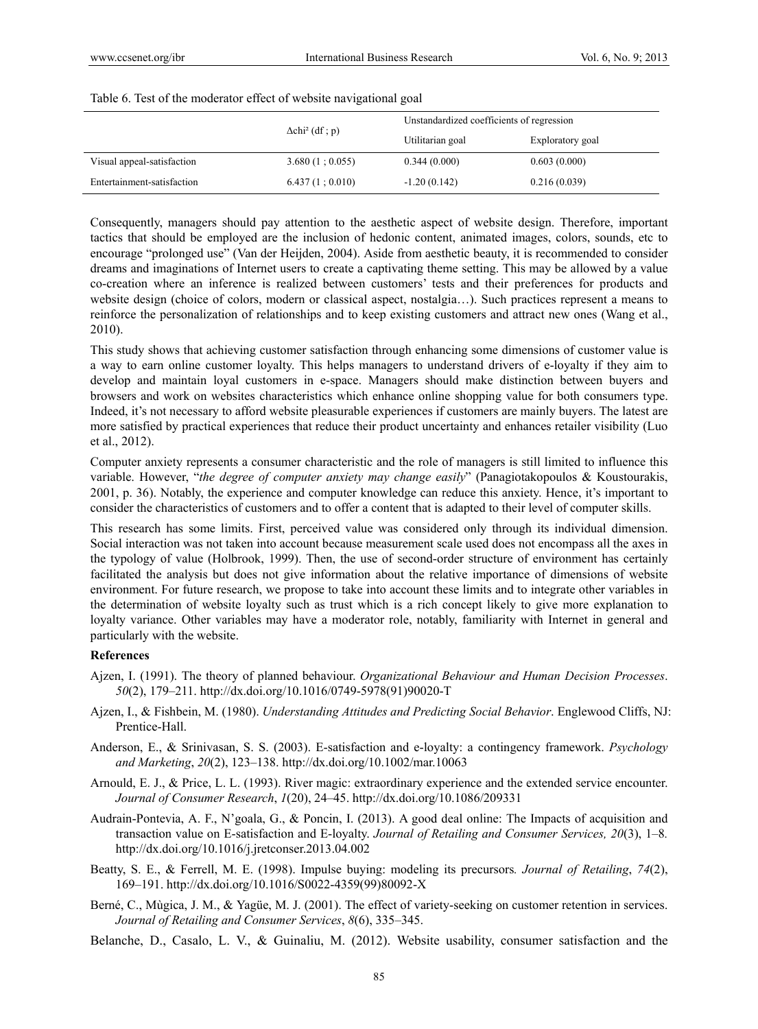Table 6. Test of the moderator effect of website navigational goal

| | $\Delta$chi² (df ; p) | Unstandardized coefficients of regression | |
|---|---|---|---|
| | | Utilitarian goal | Exploratory goal |
| Visual appeal-satisfaction | 3.680 (1 ; 0.055) | 0.344 (0.000) | 0.603 (0.000) |
| Entertainment-satisfaction | 6.437 (1 ; 0.010) | -1.20 (0.142) | 0.216 (0.039) |

Consequently, managers should pay attention to the aesthetic aspect of website design. Therefore, important tactics that should be employed are the inclusion of hedonic content, animated images, colors, sounds, etc to encourage "prolonged use" (Van der Heijden, 2004). Aside from aesthetic beauty, it is recommended to consider dreams and imaginations of Internet users to create a captivating theme setting. This may be allowed by a value co-creation where an inference is realized between customers' tests and their preferences for products and website design (choice of colors, modern or classical aspect, nostalgia…). Such practices represent a means to reinforce the personalization of relationships and to keep existing customers and attract new ones (Wang et al., 2010).

This study shows that achieving customer satisfaction through enhancing some dimensions of customer value is a way to earn online customer loyalty. This helps managers to understand drivers of e-loyalty if they aim to develop and maintain loyal customers in e-space. Managers should make distinction between buyers and browsers and work on websites characteristics which enhance online shopping value for both consumers type. Indeed, it's not necessary to afford website pleasurable experiences if customers are mainly buyers. The latest are more satisfied by practical experiences that reduce their product uncertainty and enhances retailer visibility (Luo et al., 2012).

Computer anxiety represents a consumer characteristic and the role of managers is still limited to influence this variable. However, "*the degree of computer anxiety may change easily*" (Panagiotakopoulos & Koustourakis, 2001, p. 36). Notably, the experience and computer knowledge can reduce this anxiety. Hence, it's important to consider the characteristics of customers and to offer a content that is adapted to their level of computer skills.

This research has some limits. First, perceived value was considered only through its individual dimension. Social interaction was not taken into account because measurement scale used does not encompass all the axes in the typology of value (Holbrook, 1999). Then, the use of second-order structure of environment has certainly facilitated the analysis but does not give information about the relative importance of dimensions of website environment. For future research, we propose to take into account these limits and to integrate other variables in the determination of website loyalty such as trust which is a rich concept likely to give more explanation to loyalty variance. Other variables may have a moderator role, notably, familiarity with Internet in general and particularly with the website.

**References**

Ajzen, I. (1991). The theory of planned behaviour. *Organizational Behaviour and Human Decision Processes*. *50*(2), 179–211. http://dx.doi.org/10.1016/0749-5978(91)90020-T

Ajzen, I., & Fishbein, M. (1980). *Understanding Attitudes and Predicting Social Behavior*. Englewood Cliffs, NJ: Prentice-Hall.

Anderson, E., & Srinivasan, S. S. (2003). E-satisfaction and e-loyalty: a contingency framework. *Psychology and Marketing*, *20*(2), 123–138. http://dx.doi.org/10.1002/mar.10063

Arnould, E. J., & Price, L. L. (1993). River magic: extraordinary experience and the extended service encounter. *Journal of Consumer Research*, *1*(20), 24–45. http://dx.doi.org/10.1086/209331

Audrain-Pontevia, A. F., N'goala, G., & Poncin, I. (2013). A good deal online: The Impacts of acquisition and transaction value on E-satisfaction and E-loyalty. *Journal of Retailing and Consumer Services, 20*(3), 1–8. http://dx.doi.org/10.1016/j.jretconser.2013.04.002

Beatty, S. E., & Ferrell, M. E. (1998). Impulse buying: modeling its precursors*. Journal of Retailing*, *74*(2), 169–191. http://dx.doi.org/10.1016/S0022-4359(99)80092-X

Berné, C., Mùgica, J. M., & Yagüe, M. J. (2001). The effect of variety-seeking on customer retention in services. *Journal of Retailing and Consumer Services*, *8*(6), 335–345.

Belanche, D., Casalo, L. V., & Guinaliu, M. (2012). Website usability, consumer satisfaction and the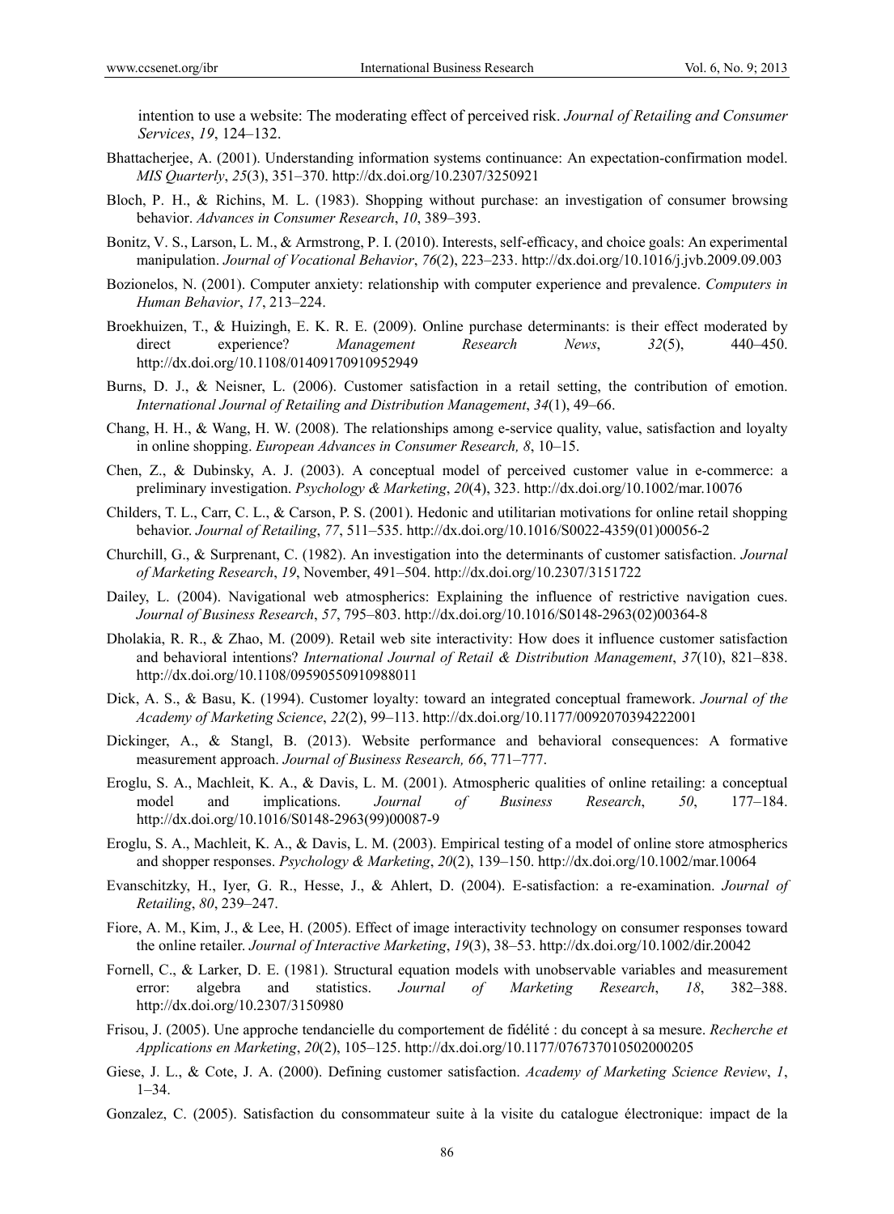intention to use a website: The moderating effect of perceived risk. *Journal of Retailing and Consumer Services*, *19*, 124–132.

Bhattacherjee, A. (2001). Understanding information systems continuance: An expectation-confirmation model. *MIS Quarterly*, *25*(3), 351–370. http://dx.doi.org/10.2307/3250921

Bloch, P. H., & Richins, M. L. (1983). Shopping without purchase: an investigation of consumer browsing behavior. *Advances in Consumer Research*, *10*, 389–393.

Bonitz, V. S., Larson, L. M., & Armstrong, P. I. (2010). Interests, self-efficacy, and choice goals: An experimental manipulation. *Journal of Vocational Behavior*, *76*(2), 223–233. http://dx.doi.org/10.1016/j.jvb.2009.09.003

Bozionelos, N. (2001). Computer anxiety: relationship with computer experience and prevalence. *Computers in Human Behavior*, *17*, 213–224.

Broekhuizen, T., & Huizingh, E. K. R. E. (2009). Online purchase determinants: is their effect moderated by direct experience? *Management Research News*, *32*(5), 440–450. http://dx.doi.org/10.1108/01409170910952949

Burns, D. J., & Neisner, L. (2006). Customer satisfaction in a retail setting, the contribution of emotion. *International Journal of Retailing and Distribution Management*, *34*(1), 49–66.

Chang, H. H., & Wang, H. W. (2008). The relationships among e-service quality, value, satisfaction and loyalty in online shopping. *European Advances in Consumer Research, 8*, 10–15.

Chen, Z., & Dubinsky, A. J. (2003). A conceptual model of perceived customer value in e-commerce: a preliminary investigation. *Psychology & Marketing*, *20*(4), 323. http://dx.doi.org/10.1002/mar.10076

Childers, T. L., Carr, C. L., & Carson, P. S. (2001). Hedonic and utilitarian motivations for online retail shopping behavior. *Journal of Retailing*, *77*, 511–535. http://dx.doi.org/10.1016/S0022-4359(01)00056-2

Churchill, G., & Surprenant, C. (1982). An investigation into the determinants of customer satisfaction. *Journal of Marketing Research*, *19*, November, 491–504. http://dx.doi.org/10.2307/3151722

Dailey, L. (2004). Navigational web atmospherics: Explaining the influence of restrictive navigation cues. *Journal of Business Research*, *57*, 795–803. http://dx.doi.org/10.1016/S0148-2963(02)00364-8

Dholakia, R. R., & Zhao, M. (2009). Retail web site interactivity: How does it influence customer satisfaction and behavioral intentions? *International Journal of Retail & Distribution Management*, *37*(10), 821–838. http://dx.doi.org/10.1108/09590550910988011

Dick, A. S., & Basu, K. (1994). Customer loyalty: toward an integrated conceptual framework. *Journal of the Academy of Marketing Science*, *22*(2), 99–113. http://dx.doi.org/10.1177/0092070394222001

Dickinger, A., & Stangl, B. (2013). Website performance and behavioral consequences: A formative measurement approach. *Journal of Business Research, 66*, 771–777.

Eroglu, S. A., Machleit, K. A., & Davis, L. M. (2001). Atmospheric qualities of online retailing: a conceptual model and implications. *Journal of Business Research*, *50*, 177–184. http://dx.doi.org/10.1016/S0148-2963(99)00087-9

Eroglu, S. A., Machleit, K. A., & Davis, L. M. (2003). Empirical testing of a model of online store atmospherics and shopper responses. *Psychology & Marketing*, *20*(2), 139–150. http://dx.doi.org/10.1002/mar.10064

Evanschitzky, H., Iyer, G. R., Hesse, J., & Ahlert, D. (2004). E-satisfaction: a re-examination. *Journal of Retailing*, *80*, 239–247.

Fiore, A. M., Kim, J., & Lee, H. (2005). Effect of image interactivity technology on consumer responses toward the online retailer. *Journal of Interactive Marketing*, *19*(3), 38–53. http://dx.doi.org/10.1002/dir.20042

Fornell, C., & Larker, D. E. (1981). Structural equation models with unobservable variables and measurement error: algebra and statistics. *Journal of Marketing Research*, *18*, 382–388. http://dx.doi.org/10.2307/3150980

Frisou, J. (2005). Une approche tendancielle du comportement de fidélité : du concept à sa mesure. *Recherche et Applications en Marketing*, *20*(2), 105–125. http://dx.doi.org/10.1177/076737010502000205

Giese, J. L., & Cote, J. A. (2000). Defining customer satisfaction. *Academy of Marketing Science Review*, *1*, 1–34.

Gonzalez, C. (2005). Satisfaction du consommateur suite à la visite du catalogue électronique: impact de la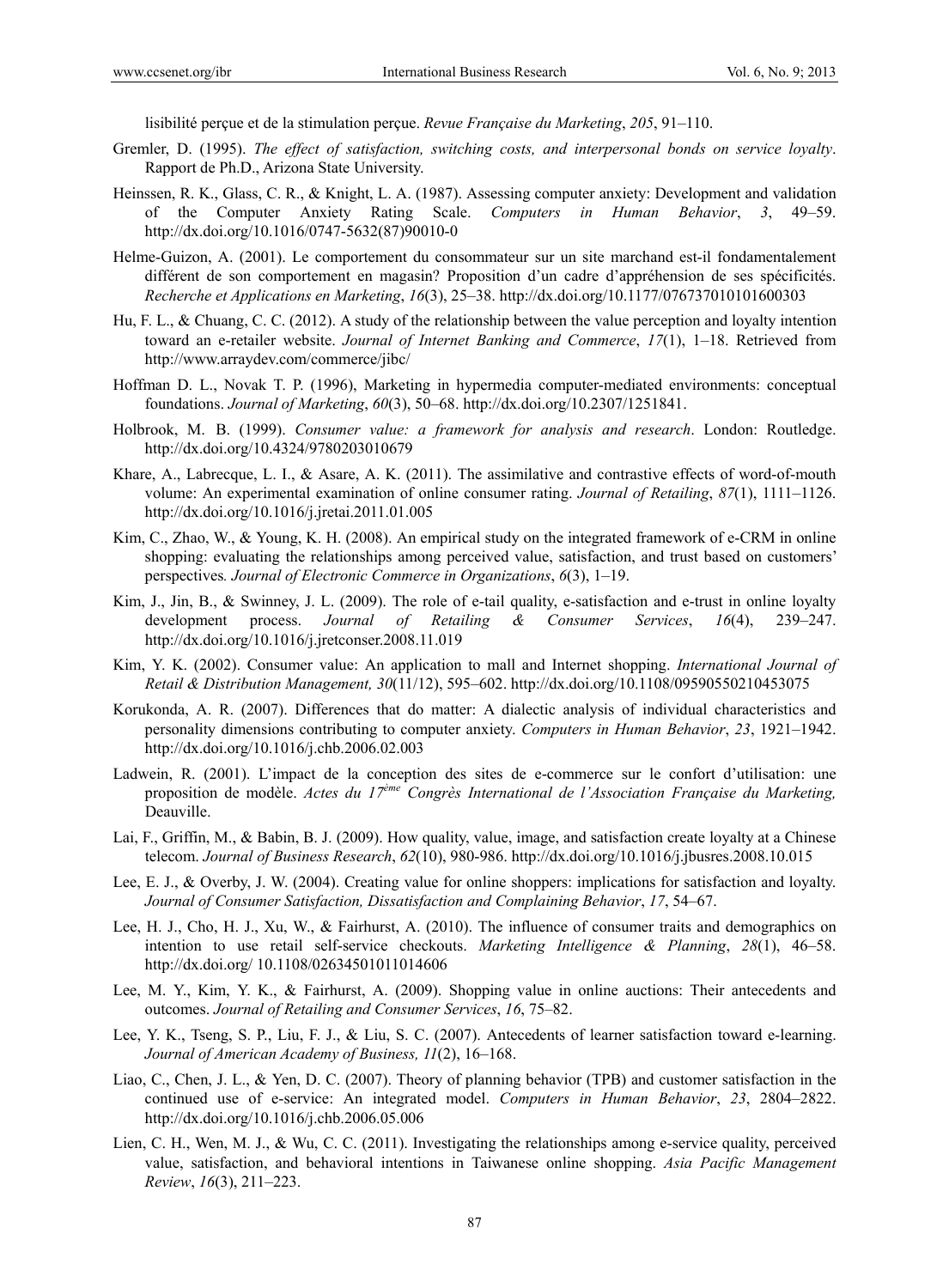lisibilité perçue et de la stimulation perçue. *Revue Française du Marketing*, *205*, 91–110.

Gremler, D. (1995). *The effect of satisfaction, switching costs, and interpersonal bonds on service loyalty*. Rapport de Ph.D., Arizona State University.

Heinssen, R. K., Glass, C. R., & Knight, L. A. (1987). Assessing computer anxiety: Development and validation of the Computer Anxiety Rating Scale. *Computers in Human Behavior*, *3*, 49–59. http://dx.doi.org/10.1016/0747-5632(87)90010-0

Helme-Guizon, A. (2001). Le comportement du consommateur sur un site marchand est-il fondamentalement différent de son comportement en magasin? Proposition d'un cadre d'appréhension de ses spécificités. *Recherche et Applications en Marketing*, *16*(3), 25–38. http://dx.doi.org/10.1177/076737010101600303

Hu, F. L., & Chuang, C. C. (2012). A study of the relationship between the value perception and loyalty intention toward an e-retailer website. *Journal of Internet Banking and Commerce*, *17*(1), 1–18. Retrieved from http://www.arraydev.com/commerce/jibc/

Hoffman D. L., Novak T. P. (1996), Marketing in hypermedia computer-mediated environments: conceptual foundations. *Journal of Marketing*, *60*(3), 50–68. http://dx.doi.org/10.2307/1251841.

Holbrook, M. B. (1999). *Consumer value: a framework for analysis and research*. London: Routledge. http://dx.doi.org/10.4324/9780203010679

Khare, A., Labrecque, L. I., & Asare, A. K. (2011). The assimilative and contrastive effects of word-of-mouth volume: An experimental examination of online consumer rating. *Journal of Retailing*, *87*(1), 1111–1126. http://dx.doi.org/10.1016/j.jretai.2011.01.005

Kim, C., Zhao, W., & Young, K. H. (2008). An empirical study on the integrated framework of e-CRM in online shopping: evaluating the relationships among perceived value, satisfaction, and trust based on customers' perspectives*. Journal of Electronic Commerce in Organizations*, *6*(3), 1–19.

Kim, J., Jin, B., & Swinney, J. L. (2009). The role of e-tail quality, e-satisfaction and e-trust in online loyalty development process. *Journal of Retailing & Consumer Services*, *16*(4), 239–247. http://dx.doi.org/10.1016/j.jretconser.2008.11.019

Kim, Y. K. (2002). Consumer value: An application to mall and Internet shopping. *International Journal of Retail & Distribution Management, 30*(11/12), 595–602. http://dx.doi.org/10.1108/09590550210453075

Korukonda, A. R. (2007). Differences that do matter: A dialectic analysis of individual characteristics and personality dimensions contributing to computer anxiety. *Computers in Human Behavior*, *23*, 1921–1942. http://dx.doi.org/10.1016/j.chb.2006.02.003

Ladwein, R. (2001). L'impact de la conception des sites de e-commerce sur le confort d'utilisation: une proposition de modèle. *Actes du 17ème Congrès International de l'Association Française du Marketing,* Deauville.

Lai, F., Griffin, M., & Babin, B. J. (2009). How quality, value, image, and satisfaction create loyalty at a Chinese telecom. *Journal of Business Research*, *62*(10), 980-986. http://dx.doi.org/10.1016/j.jbusres.2008.10.015

Lee, E. J., & Overby, J. W. (2004). Creating value for online shoppers: implications for satisfaction and loyalty. *Journal of Consumer Satisfaction, Dissatisfaction and Complaining Behavior*, *17*, 54–67.

Lee, H. J., Cho, H. J., Xu, W., & Fairhurst, A. (2010). The influence of consumer traits and demographics on intention to use retail self-service checkouts. *Marketing Intelligence & Planning*, *28*(1), 46–58. http://dx.doi.org/ 10.1108/02634501011014606

Lee, M. Y., Kim, Y. K., & Fairhurst, A. (2009). Shopping value in online auctions: Their antecedents and outcomes. *Journal of Retailing and Consumer Services*, *16*, 75–82.

Lee, Y. K., Tseng, S. P., Liu, F. J., & Liu, S. C. (2007). Antecedents of learner satisfaction toward e-learning. *Journal of American Academy of Business, 11*(2), 16–168.

Liao, C., Chen, J. L., & Yen, D. C. (2007). Theory of planning behavior (TPB) and customer satisfaction in the continued use of e-service: An integrated model. *Computers in Human Behavior*, *23*, 2804–2822. http://dx.doi.org/10.1016/j.chb.2006.05.006

Lien, C. H., Wen, M. J., & Wu, C. C. (2011). Investigating the relationships among e-service quality, perceived value, satisfaction, and behavioral intentions in Taiwanese online shopping. *Asia Pacific Management Review*, *16*(3), 211–223.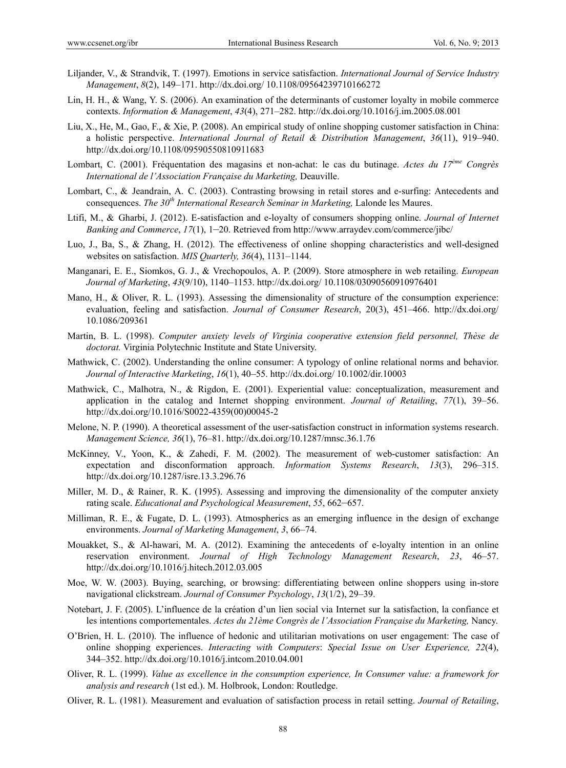Liljander, V., & Strandvik, T. (1997). Emotions in service satisfaction. *International Journal of Service Industry Management*, *8*(2), 149–171. http://dx.doi.org/ 10.1108/09564239710166272

Lin, H. H., & Wang, Y. S. (2006). An examination of the determinants of customer loyalty in mobile commerce contexts. *Information & Management*, *43*(4), 271–282. http://dx.doi.org/10.1016/j.im.2005.08.001

Liu, X., He, M., Gao, F., & Xie, P. (2008). An empirical study of online shopping customer satisfaction in China: a holistic perspective. *International Journal of Retail & Distribution Management*, *36*(11), 919–940. http://dx.doi.org/10.1108/09590550810911683

Lombart, C. (2001). Fréquentation des magasins et non-achat: le cas du butinage. *Actes du 17ème Congrès International de l'Association Française du Marketing,* Deauville.

Lombart, C., & Jeandrain, A. C. (2003). Contrasting browsing in retail stores and e-surfing: Antecedents and consequences. *The 30th International Research Seminar in Marketing,* Lalonde les Maures.

Ltifi, M., & Gharbi, J. (2012). E-satisfaction and e-loyalty of consumers shopping online. *Journal of Internet Banking and Commerce*, *17*(1), 1‒20. Retrieved from http://www.arraydev.com/commerce/jibc/

Luo, J., Ba, S., & Zhang, H. (2012). The effectiveness of online shopping characteristics and well-designed websites on satisfaction. *MIS Quarterly, 36*(4), 1131–1144.

Manganari, E. E., Siomkos, G. J., & Vrechopoulos, A. P. (2009). Store atmosphere in web retailing. *European Journal of Marketing*, *43*(9/10), 1140–1153. http://dx.doi.org/ 10.1108/03090560910976401

Mano, H., & Oliver, R. L. (1993). Assessing the dimensionality of structure of the consumption experience: evaluation, feeling and satisfaction. *Journal of Consumer Research*, 20(3), 451–466. http://dx.doi.org/ 10.1086/209361

Martin, B. L. (1998). *Computer anxiety levels of Virginia cooperative extension field personnel, Thèse de doctorat.* Virginia Polytechnic Institute and State University.

Mathwick, C. (2002). Understanding the online consumer: A typology of online relational norms and behavior. *Journal of Interactive Marketing*, *16*(1), 40–55. http://dx.doi.org/ 10.1002/dir.10003

Mathwick, C., Malhotra, N., & Rigdon, E. (2001). Experiential value: conceptualization, measurement and application in the catalog and Internet shopping environment. *Journal of Retailing*, *77*(1), 39–56. http://dx.doi.org/10.1016/S0022-4359(00)00045-2

Melone, N. P. (1990). A theoretical assessment of the user-satisfaction construct in information systems research. *Management Science, 36*(1), 76–81. http://dx.doi.org/10.1287/mnsc.36.1.76

McKinney, V., Yoon, K., & Zahedi, F. M. (2002). The measurement of web-customer satisfaction: An expectation and disconformation approach. *Information Systems Research*, *13*(3), 296–315. http://dx.doi.org/10.1287/isre.13.3.296.76

Miller, M. D., & Rainer, R. K. (1995). Assessing and improving the dimensionality of the computer anxiety rating scale. *Educational and Psychological Measurement*, *55*, 662‒657.

Milliman, R. E., & Fugate, D. L. (1993). Atmospherics as an emerging influence in the design of exchange environments. *Journal of Marketing Management*, *3*, 66–74.

Mouakket, S., & Al-hawari, M. A. (2012). Examining the antecedents of e-loyalty intention in an online reservation environment. *Journal of High Technology Management Research*, *23*, 46–57. http://dx.doi.org/10.1016/j.hitech.2012.03.005

Moe, W. W. (2003). Buying, searching, or browsing: differentiating between online shoppers using in-store navigational clickstream. *Journal of Consumer Psychology*, *13*(1/2), 29–39.

Notebart, J. F. (2005). L'influence de la création d'un lien social via Internet sur la satisfaction, la confiance et les intentions comportementales. *Actes du 21ème Congrès de l'Association Française du Marketing,* Nancy.

O'Brien, H. L. (2010). The influence of hedonic and utilitarian motivations on user engagement: The case of online shopping experiences. *Interacting with Computers*: *Special Issue on User Experience, 22*(4), 344–352. http://dx.doi.org/10.1016/j.intcom.2010.04.001

Oliver, R. L. (1999). *Value as excellence in the consumption experience, In Consumer value: a framework for analysis and research* (1st ed.). M. Holbrook, London: Routledge.

Oliver, R. L. (1981). Measurement and evaluation of satisfaction process in retail setting. *Journal of Retailing*,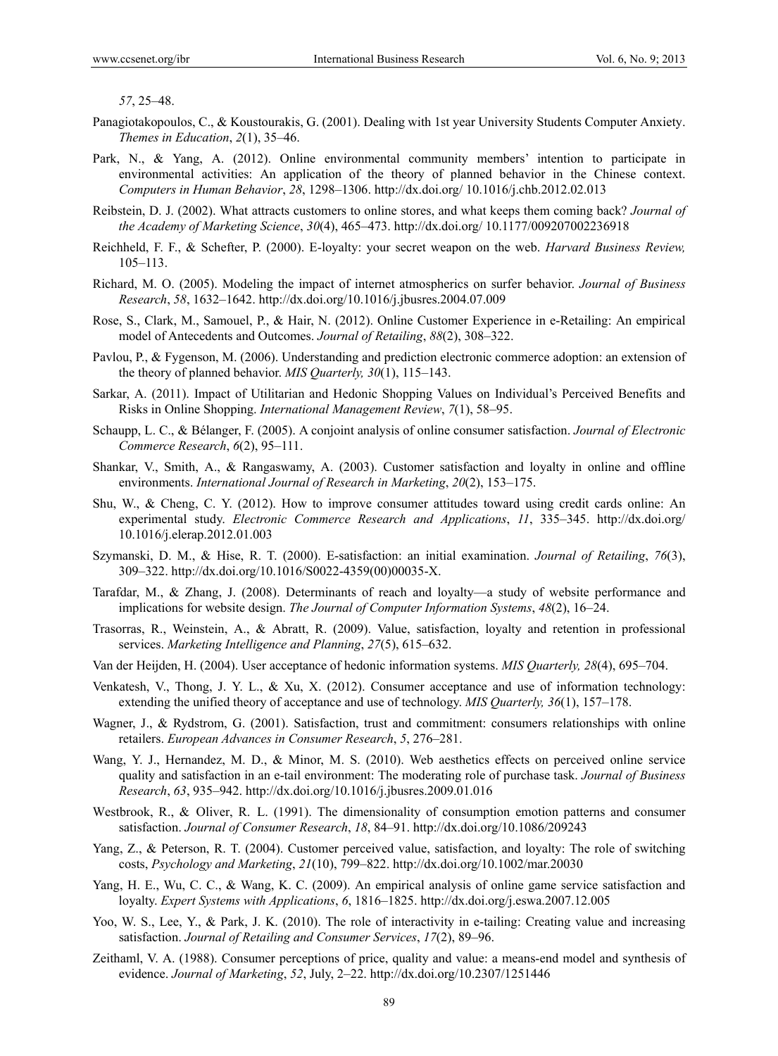*57*, 25–48.

Panagiotakopoulos, C., & Koustourakis, G. (2001). Dealing with 1st year University Students Computer Anxiety. *Themes in Education*, *2*(1), 35–46.

Park, N., & Yang, A. (2012). Online environmental community members' intention to participate in environmental activities: An application of the theory of planned behavior in the Chinese context. *Computers in Human Behavior*, *28*, 1298–1306. http://dx.doi.org/ 10.1016/j.chb.2012.02.013

Reibstein, D. J. (2002). What attracts customers to online stores, and what keeps them coming back? *Journal of the Academy of Marketing Science*, *30*(4), 465–473. http://dx.doi.org/ 10.1177/009207002236918

Reichheld, F. F., & Schefter, P. (2000). E-loyalty: your secret weapon on the web. *Harvard Business Review,* 105–113.

Richard, M. O. (2005). Modeling the impact of internet atmospherics on surfer behavior. *Journal of Business Research*, *58*, 1632–1642. http://dx.doi.org/10.1016/j.jbusres.2004.07.009

Rose, S., Clark, M., Samouel, P., & Hair, N. (2012). Online Customer Experience in e-Retailing: An empirical model of Antecedents and Outcomes. *Journal of Retailing*, *88*(2), 308–322.

Pavlou, P., & Fygenson, M. (2006). Understanding and prediction electronic commerce adoption: an extension of the theory of planned behavior. *MIS Quarterly, 30*(1), 115–143.

Sarkar, A. (2011). Impact of Utilitarian and Hedonic Shopping Values on Individual's Perceived Benefits and Risks in Online Shopping. *International Management Review*, *7*(1), 58–95.

Schaupp, L. C., & Bélanger, F. (2005). A conjoint analysis of online consumer satisfaction. *Journal of Electronic Commerce Research*, *6*(2), 95–111.

Shankar, V., Smith, A., & Rangaswamy, A. (2003). Customer satisfaction and loyalty in online and offline environments. *International Journal of Research in Marketing*, *20*(2), 153–175.

Shu, W., & Cheng, C. Y. (2012). How to improve consumer attitudes toward using credit cards online: An experimental study. *Electronic Commerce Research and Applications*, *11*, 335–345. http://dx.doi.org/ 10.1016/j.elerap.2012.01.003

Szymanski, D. M., & Hise, R. T. (2000). E-satisfaction: an initial examination. *Journal of Retailing*, *76*(3), 309–322. http://dx.doi.org/10.1016/S0022-4359(00)00035-X.

Tarafdar, M., & Zhang, J. (2008). Determinants of reach and loyalty—a study of website performance and implications for website design. *The Journal of Computer Information Systems*, *48*(2), 16–24.

Trasorras, R., Weinstein, A., & Abratt, R. (2009). Value, satisfaction, loyalty and retention in professional services. *Marketing Intelligence and Planning*, *27*(5), 615–632.

Van der Heijden, H. (2004). User acceptance of hedonic information systems. *MIS Quarterly, 28*(4), 695–704.

Venkatesh, V., Thong, J. Y. L., & Xu, X. (2012). Consumer acceptance and use of information technology: extending the unified theory of acceptance and use of technology. *MIS Quarterly, 36*(1), 157–178.

Wagner, J., & Rydstrom, G. (2001). Satisfaction, trust and commitment: consumers relationships with online retailers. *European Advances in Consumer Research*, *5*, 276–281.

Wang, Y. J., Hernandez, M. D., & Minor, M. S. (2010). Web aesthetics effects on perceived online service quality and satisfaction in an e-tail environment: The moderating role of purchase task. *Journal of Business Research*, *63*, 935–942. http://dx.doi.org/10.1016/j.jbusres.2009.01.016

Westbrook, R., & Oliver, R. L. (1991). The dimensionality of consumption emotion patterns and consumer satisfaction. *Journal of Consumer Research*, *18*, 84–91. http://dx.doi.org/10.1086/209243

Yang, Z., & Peterson, R. T. (2004). Customer perceived value, satisfaction, and loyalty: The role of switching costs, *Psychology and Marketing*, *21*(10), 799–822. http://dx.doi.org/10.1002/mar.20030

Yang, H. E., Wu, C. C., & Wang, K. C. (2009). An empirical analysis of online game service satisfaction and loyalty. *Expert Systems with Applications*, *6*, 1816–1825. http://dx.doi.org/j.eswa.2007.12.005

Yoo, W. S., Lee, Y., & Park, J. K. (2010). The role of interactivity in e-tailing: Creating value and increasing satisfaction. *Journal of Retailing and Consumer Services*, *17*(2), 89–96.

Zeithaml, V. A. (1988). Consumer perceptions of price, quality and value: a means-end model and synthesis of evidence. *Journal of Marketing*, *52*, July, 2–22. http://dx.doi.org/10.2307/1251446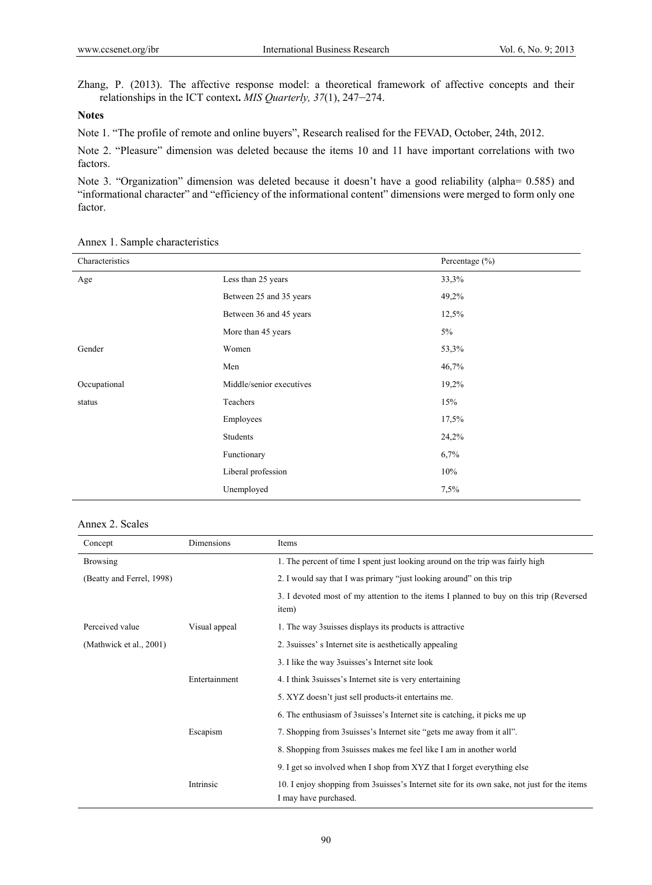Zhang, P. (2013). The affective response model: a theoretical framework of affective concepts and their relationships in the ICT context**.** *MIS Quarterly, 37*(1), 247‒274.

**Notes**

Note 1. "The profile of remote and online buyers", Research realised for the FEVAD, October, 24th, 2012.

Note 2. "Pleasure" dimension was deleted because the items 10 and 11 have important correlations with two factors.

Note 3. "Organization" dimension was deleted because it doesn't have a good reliability (alpha= 0.585) and "informational character" and "efficiency of the informational content" dimensions were merged to form only one factor.

Annex 1. Sample characteristics

| Characteristics | | Percentage (%) |
|---|---|---|
| Age | Less than 25 years | 33,3% |
| | Between 25 and 35 years | 49,2% |
| | Between 36 and 45 years | 12,5% |
| | More than 45 years | 5% |
| Gender | Women | 53,3% |
| | Men | 46,7% |
| Occupational status | Middle/senior executives | 19,2% |
| | Teachers | 15% |
| | Employees | 17,5% |
| | Students | 24,2% |
| | Functionary | 6,7% |
| | Liberal profession | 10% |
| | Unemployed | 7,5% |

Annex 2. Scales

| Concept | Dimensions | Items |
|---|---|---|
| Browsing | | 1. The percent of time I spent just looking around on the trip was fairly high |
| (Beatty and Ferrel, 1998) | | 2. I would say that I was primary "just looking around" on this trip |
| | | 3. I devoted most of my attention to the items I planned to buy on this trip (Reversed item) |
| Perceived value | Visual appeal | 1. The way 3suisses displays its products is attractive |
| (Mathwick et al., 2001) | | 2. 3suisses' s Internet site is aesthetically appealing |
| | | 3. I like the way 3suisses's Internet site look |
| | Entertainment | 4. I think 3suisses's Internet site is very entertaining |
| | | 5. XYZ doesn't just sell products-it entertains me. |
| | | 6. The enthusiasm of 3suisses's Internet site is catching, it picks me up |
| | Escapism | 7. Shopping from 3suisses's Internet site "gets me away from it all". |
| | | 8. Shopping from 3suisses makes me feel like I am in another world |
| | | 9. I get so involved when I shop from XYZ that I forget everything else |
| | Intrinsic | 10. I enjoy shopping from 3suisses's Internet site for its own sake, not just for the items I may have purchased. |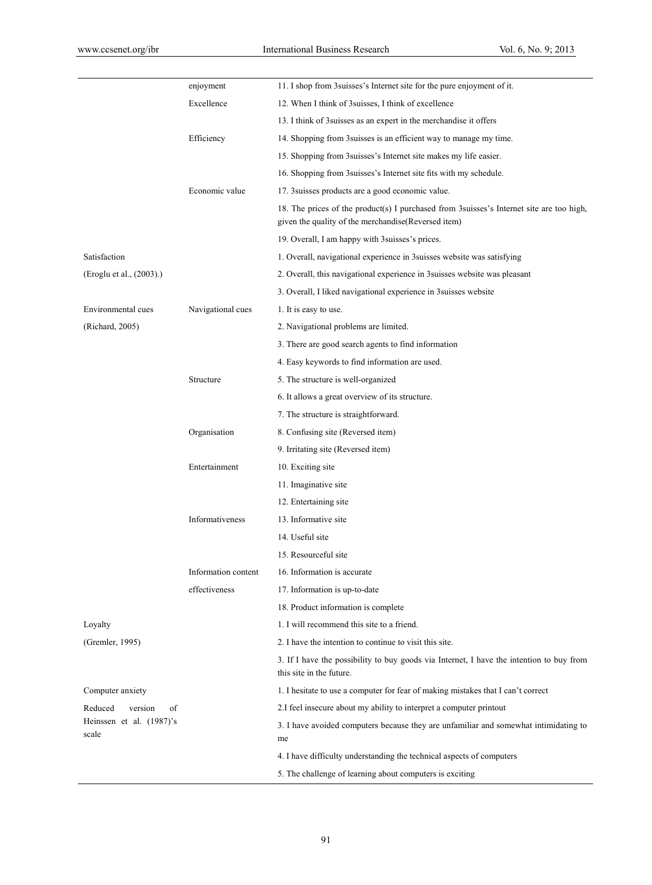| | | |
|---|---|---|
| | enjoyment | 11. I shop from 3suisses's Internet site for the pure enjoyment of it. |
| | Excellence | 12. When I think of 3suisses, I think of excellence |
| | | 13. I think of 3suisses as an expert in the merchandise it offers |
| | Efficiency | 14. Shopping from 3suisses is an efficient way to manage my time. |
| | | 15. Shopping from 3suisses's Internet site makes my life easier. |
| | | 16. Shopping from 3suisses's Internet site fits with my schedule. |
| | Economic value | 17. 3suisses products are a good economic value. |
| | | 18. The prices of the product(s) I purchased from 3suisses's Internet site are too high, given the quality of the merchandise(Reversed item) |
| | | 19. Overall, I am happy with 3suisses's prices. |
| Satisfaction (Eroglu et al., (2003).) | | 1. Overall, navigational experience in 3suisses website was satisfying |
| | | 2. Overall, this navigational experience in 3suisses website was pleasant |
| | | 3. Overall, I liked navigational experience in 3suisses website |
| Environmental cues (Richard, 2005) | Navigational cues | 1. It is easy to use. |
| | | 2. Navigational problems are limited. |
| | | 3. There are good search agents to find information |
| | | 4. Easy keywords to find information are used. |
| | Structure | 5. The structure is well-organized |
| | | 6. It allows a great overview of its structure. |
| | | 7. The structure is straightforward. |
| | Organisation | 8. Confusing site (Reversed item) |
| | | 9. Irritating site (Reversed item) |
| | Entertainment | 10. Exciting site |
| | | 11. Imaginative site |
| | | 12. Entertaining site |
| | Informativeness | 13. Informative site |
| | | 14. Useful site |
| | | 15. Resourceful site |
| | Information content effectiveness | 16. Information is accurate |
| | | 17. Information is up-to-date |
| | | 18. Product information is complete |
| Loyalty (Gremler, 1995) | | 1. I will recommend this site to a friend. |
| | | 2. I have the intention to continue to visit this site. |
| | | 3. If I have the possibility to buy goods via Internet, I have the intention to buy from this site in the future. |
| Computer anxiety Reduced version of Heinssen et al. (1987)'s scale | | 1. I hesitate to use a computer for fear of making mistakes that I can't correct |
| | | 2.I feel insecure about my ability to interpret a computer printout |
| | | 3. I have avoided computers because they are unfamiliar and somewhat intimidating to me |
| | | 4. I have difficulty understanding the technical aspects of computers |
| | | 5. The challenge of learning about computers is exciting |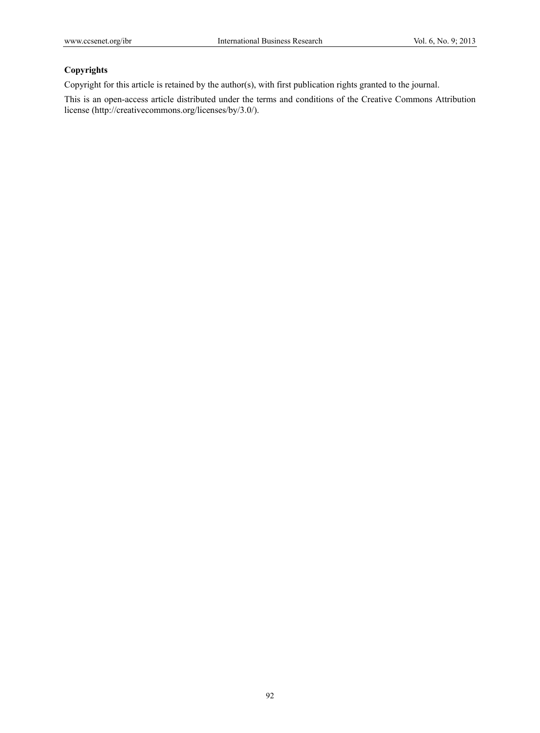**Copyrights**

Copyright for this article is retained by the author(s), with first publication rights granted to the journal.

This is an open-access article distributed under the terms and conditions of the Creative Commons Attribution license (http://creativecommons.org/licenses/by/3.0/).